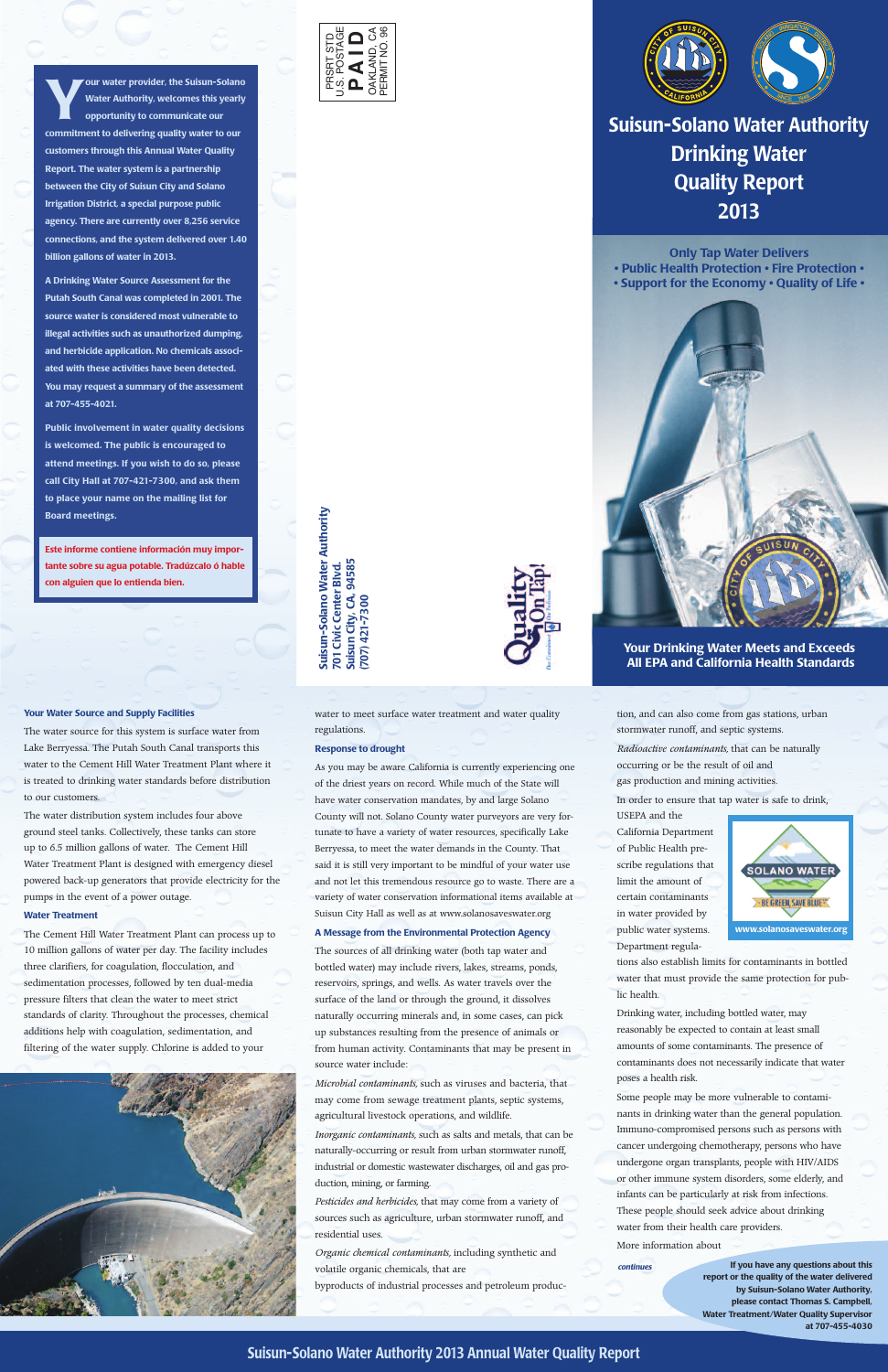# Suisun-Solano Water Authority Drinking Water Quality Report 2013

**Only Tap Water Delivers**
**• Public Health Protection • Fire Protection •**
**• Support for the Economy • Quality of Life •**

**Your Drinking Water Meets and Exceeds All EPA and California Health Standards**

PRSRT STD
U.S. POSTAGE
**PAID**
OAKLAND, CA
PERMIT NO. 96

**Suisun-Solano Water Authority**
**701 Civic Center Blvd.**
**Suisun City, CA, 94585**
**(707) 421-7300**

**Your water provider, the Suisun-Solano Water Authority, welcomes this yearly opportunity to communicate our commitment to delivering quality water to our customers through this Annual Water Quality Report. The water system is a partnership between the City of Suisun City and Solano Irrigation District, a special purpose public agency. There are currently over 8,256 service connections, and the system delivered over 1.40 billion gallons of water in 2013.**

**A Drinking Water Source Assessment for the Putah South Canal was completed in 2001. The source water is considered most vulnerable to illegal activities such as unauthorized dumping, and herbicide application. No chemicals associated with these activities have been detected. You may request a summary of the assessment at 707-455-4021.**

**Public involvement in water quality decisions is welcomed. The public is encouraged to attend meetings. If you wish to do so, please call City Hall at 707-421-7300, and ask them to place your name on the mailing list for Board meetings.**

**Este informe contiene información muy importante sobre su agua potable. Tradúzcalo ó hable con alguien que lo entienda bien.**

### Your Water Source and Supply Facilities

The water source for this system is surface water from Lake Berryessa. The Putah South Canal transports this water to the Cement Hill Water Treatment Plant where it is treated to drinking water standards before distribution to our customers.

The water distribution system includes four above ground steel tanks. Collectively, these tanks can store up to 6.5 million gallons of water. The Cement Hill Water Treatment Plant is designed with emergency diesel powered back-up generators that provide electricity for the pumps in the event of a power outage.

### Water Treatment

The Cement Hill Water Treatment Plant can process up to 10 million gallons of water per day. The facility includes three clarifiers, for coagulation, flocculation, and sedimentation processes, followed by ten dual-media pressure filters that clean the water to meet strict standards of clarity. Throughout the processes, chemical additions help with coagulation, sedimentation, and filtering of the water supply. Chlorine is added to your water to meet surface water treatment and water quality regulations.

### Response to drought

As you may be aware California is currently experiencing one of the driest years on record. While much of the State will have water conservation mandates, by and large Solano County will not. Solano County water purveyors are very fortunate to have a variety of water resources, specifically Lake Berryessa, to meet the water demands in the County. That said it is still very important to be mindful of your water use and not let this tremendous resource go to waste. There are a variety of water conservation informational items available at Suisun City Hall as well as at www.solanosaveswater.org

### A Message from the Environmental Protection Agency

The sources of all drinking water (both tap water and bottled water) may include rivers, lakes, streams, ponds, reservoirs, springs, and wells. As water travels over the surface of the land or through the ground, it dissolves naturally occurring minerals and, in some cases, can pick up substances resulting from the presence of animals or from human activity. Contaminants that may be present in source water include:

*Microbial contaminants,* such as viruses and bacteria, that may come from sewage treatment plants, septic systems, agricultural livestock operations, and wildlife.

*Inorganic contaminants,* such as salts and metals, that can be naturally-occurring or result from urban stormwater runoff, industrial or domestic wastewater discharges, oil and gas production, mining, or farming.

*Pesticides and herbicides,* that may come from a variety of sources such as agriculture, urban stormwater runoff, and residential uses.

*Organic chemical contaminants,* including synthetic and volatile organic chemicals, that are byproducts of industrial processes and petroleum production, and can also come from gas stations, urban stormwater runoff, and septic systems.

*Radioactive contaminants,* that can be naturally occurring or be the result of oil and gas production and mining activities.

In order to ensure that tap water is safe to drink, USEPA and the California Department of Public Health prescribe regulations that limit the amount of certain contaminants in water provided by public water systems. Department regulations also establish limits for contaminants in bottled water that must provide the same protection for public health.

SOLANO WATER — BE GREEN SAVE BLUE — www.solanosaveswater.org

Drinking water, including bottled water, may reasonably be expected to contain at least small amounts of some contaminants. The presence of contaminants does not necessarily indicate that water poses a health risk.

Some people may be more vulnerable to contaminants in drinking water than the general population. Immuno-compromised persons such as persons with cancer undergoing chemotherapy, persons who have undergone organ transplants, people with HIV/AIDS or other immune system disorders, some elderly, and infants can be particularly at risk from infections. These people should seek advice about drinking water from their health care providers.

More information about

*continues*

**If you have any questions about this report or the quality of the water delivered by Suisun-Solano Water Authority, please contact Thomas S. Campbell, Water Treatment/Water Quality Supervisor at 707-455-4030**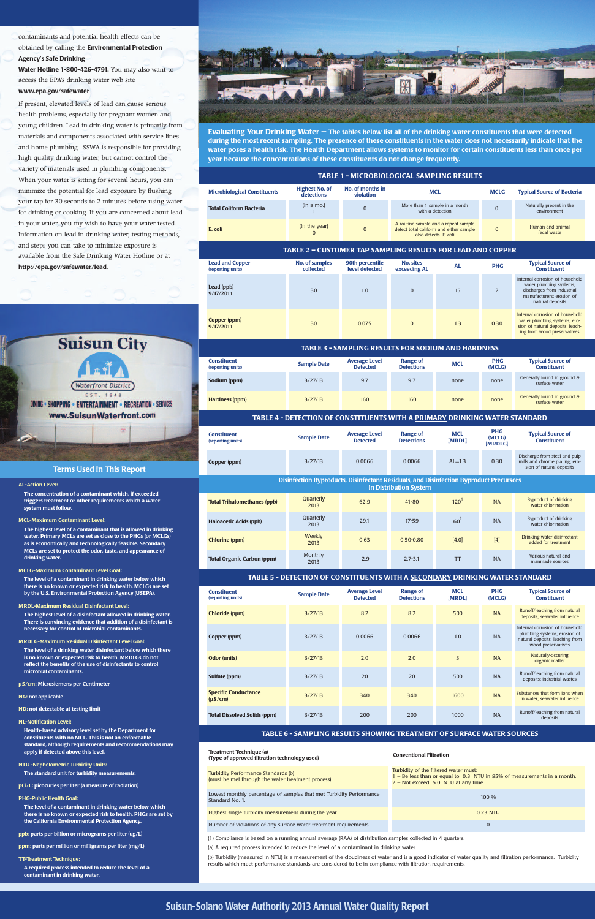contaminants and potential health effects can be obtained by calling the **Environmental Protection Agency's Safe Drinking Water Hotline 1-800-426-4791.** You may also want to access the EPA's drinking water web site **www.epa.gov/safewater**.

If present, elevated levels of lead can cause serious health problems, especially for pregnant women and young children. Lead in drinking water is primarily from materials and components associated with service lines and home plumbing. SSWA is responsible for providing high quality drinking water, but cannot control the variety of materials used in plumbing components. When your water is sitting for several hours, you can minimize the potential for lead exposure by flushing your tap for 30 seconds to 2 minutes before using water for drinking or cooking. If you are concerned about lead in your water, you may wish to have your water tested. Information on lead in drinking water, testing methods, and steps you can take to minimize exposure is available from the Safe Drinking Water Hotline or at **http://epa.gov/safewater/lead**.

## Terms Used in This Report

**AL-Action Level:**
The concentration of a contaminant which, if exceeded, triggers treatment or other requirements which a water system must follow.

**MCL-Maximum Contaminant Level:**
The highest level of a contaminant that is allowed in drinking water. Primary MCLs are set as close to the PHGs (or MCLGs) as is economically and technologically feasible. Secondary MCLs are set to protect the odor, taste, and appearance of drinking water.

**MCLG-Maximum Contaminant Level Goal:**
The level of a contaminant in drinking water below which there is no known or expected risk to health. MCLGs are set by the U.S. Environmental Protection Agency (USEPA).

**MRDL-Maximum Residual Disinfectant Level:**
The highest level of a disinfectant allowed in drinking water. There is convincing evidence that addition of a disinfectant is necessary for control of microbial contaminants.

**MRDLG-Maximum Residual Disinfectant Level Goal:**
The level of a drinking water disinfectant below which there is no known or expected risk to health. MRDLGs do not reflect the benefits of the use of disinfectants to control microbial contaminants.

**µS/cm:** Microsiemens per Centimeter

**NA:** not applicable

**ND:** not detectable at testing limit

**NL-Notification Level:**
Health-based advisory level set by the Department for constituents with no MCL. This is not an enforceable standard, although requirements and recommendations may apply if detected above this level.

**NTU -Nephelometric Turbidity Units:**
The standard unit for turbidity measurements.

**pCi/L:** picocuries per liter (a measure of radiation)

**PHG-Public Health Goal:**
The level of a contaminant in drinking water below which there is no known or expected risk to health. PHGs are set by the California Environmental Protection Agency.

**ppb:** parts per billion or micrograms per liter (ug/L)

**ppm:** parts per million or milligrams per liter (mg/L)

**TT-Treatment Technique:**
A required process intended to reduce the level of a contaminant in drinking water.

**Evaluating Your Drinking Water –** The tables below list all of the drinking water constituents that were detected during the most recent sampling. The presence of these constituents in the water does not necessarily indicate that the water poses a health risk. The Health Department allows systems to monitor for certain constituents less than once per year because the concentrations of these constituents do not change frequently.

### TABLE 1 - MICROBIOLOGICAL SAMPLING RESULTS

| Microbiological Constituents | Highest No. of detections | No. of months in violation | MCL | MCLG | Typical Source of Bacteria |
|---|---|---|---|---|---|
| Total Coliform Bacteria | (In a mo.) 1 | 0 | More than 1 sample in a month with a detection | 0 | Naturally present in the environment |
| E. coli | (In the year) 0 | 0 | A routine sample and a repeat sample detect total coliform and either sample also detects E. coli | 0 | Human and animal fecal waste |

### TABLE 2 – CUSTOMER TAP SAMPLING RESULTS FOR LEAD AND COPPER

| Lead and Copper (reporting units) | No. of samples collected | 90th percentile level detected | No. sites exceeding AL | AL | PHG | Typical Source of Constituent |
|---|---|---|---|---|---|---|
| Lead (ppb) 9/17/2011 | 30 | 1.0 | 0 | 15 | 2 | Internal corrosion of household water plumbing systems; discharges from industrial manufacturers; erosion of natural deposits |
| Copper (ppm) 9/17/2011 | 30 | 0.075 | 0 | 1.3 | 0.30 | Internal corrosion of household water plumbing systems; erosion of natural deposits; leaching from wood preservatives |

### TABLE 3 - SAMPLING RESULTS FOR SODIUM AND HARDNESS

| Constituent (reporting units) | Sample Date | Average Level Detected | Range of Detections | MCL | PHG (MCLG) | Typical Source of Constituent |
|---|---|---|---|---|---|---|
| Sodium (ppm) | 3/27/13 | 9.7 | 9.7 | none | none | Generally found in ground & surface water |
| Hardness (ppm) | 3/27/13 | 160 | 160 | none | none | Generally found in ground & surface water |

### TABLE 4 - DETECTION OF CONSTITUENTS WITH A PRIMARY DRINKING WATER STANDARD

| Constituent (reporting units) | Sample Date | Average Level Detected | Range of Detections | MCL [MRDL] | PHG (MCLG) [MRDLG] | Typical Source of Constituent |
|---|---|---|---|---|---|---|
| Copper (ppm) | 3/27/13 | 0.0066 | 0.0066 | AL=1.3 | 0.30 | Discharge from steel and pulp mills and chrome plating; erosion of natural deposits |
| **Disinfection Byproducts, Disinfectant Residuals, and Disinfection Byproduct Precursors In Distribution System** | | | | | | |
| Total Trihalomethanes (ppb) | Quarterly 2013 | 62.9 | 41-80 | 120[1] | NA | Byproduct of drinking water chlorination |
| Haloacetic Acids (ppb) | Quarterly 2013 | 29.1 | 17-59 | 60[1] | NA | Byproduct of drinking water chlorination |
| Chlorine (ppm) | Weekly 2013 | 0.63 | 0.50-0.80 | [4.0] | [4] | Drinking water disinfectant added for treatment |
| Total Organic Carbon (ppm) | Monthly 2013 | 2.9 | 2.7-3.1 | TT | NA | Various natural and manmade sources |

### TABLE 5 - DETECTION OF CONSTITUENTS WITH A SECONDARY DRINKING WATER STANDARD

| Constituent (reporting units) | Sample Date | Average Level Detected | Range of Detections | MCL [MRDL] | PHG (MCLG) | Typical Source of Constituent |
|---|---|---|---|---|---|---|
| Chloride (ppm) | 3/27/13 | 8.2 | 8.2 | 500 | NA | Runoff/leaching from natural deposits; seawater influence |
| Copper (ppm) | 3/27/13 | 0.0066 | 0.0066 | 1.0 | NA | Internal corrosion of household plumbing systems; erosion of natural deposits; leaching from wood preservatives |
| Odor (units) | 3/27/13 | 2.0 | 2.0 | 3 | NA | Naturally-occurring organic matter |
| Sulfate (ppm) | 3/27/13 | 20 | 20 | 500 | NA | Runoff/leaching from natural deposits; industrial wastes |
| Specific Conductance (µS/cm) | 3/27/13 | 340 | 340 | 1600 | NA | Substances that form ions when in water; seawater influence |
| Total Dissolved Solids (ppm) | 3/27/13 | 200 | 200 | 1000 | NA | Runoff/leaching from natural deposits |

### TABLE 6 - SAMPLING RESULTS SHOWING TREATMENT OF SURFACE WATER SOURCES

| | |
|---|---|
| Treatment Technique (a) (Type of approved filtration technology used) | Conventional Filtration |
| Turbidity Performance Standards (b) (must be met through the water treatment process) | Turbidity of the filtered water must: 1 – Be less than or equal to 0.3 NTU in 95% of measurements in a month. 2 – Not exceed 5.0 NTU at any time. |
| Lowest monthly percentage of samples that met Turbidity Performance Standard No. 1. | 100 % |
| Highest single turbidity measurement during the year | 0.23 NTU |
| Number of violations of any surface water treatment requirements | 0 |

(1) Compliance is based on a running annual average (RAA) of distribution samples collected in 4 quarters.

(a) A required process intended to reduce the level of a contaminant in drinking water.

(b) Turbidity (measured in NTU) is a measurement of the cloudiness of water and is a good indicator of water quality and filtration performance. Turbidity results which meet performance standards are considered to be in compliance with filtration requirements.

**Suisun-Solano Water Authority 2013 Annual Water Quality Report**